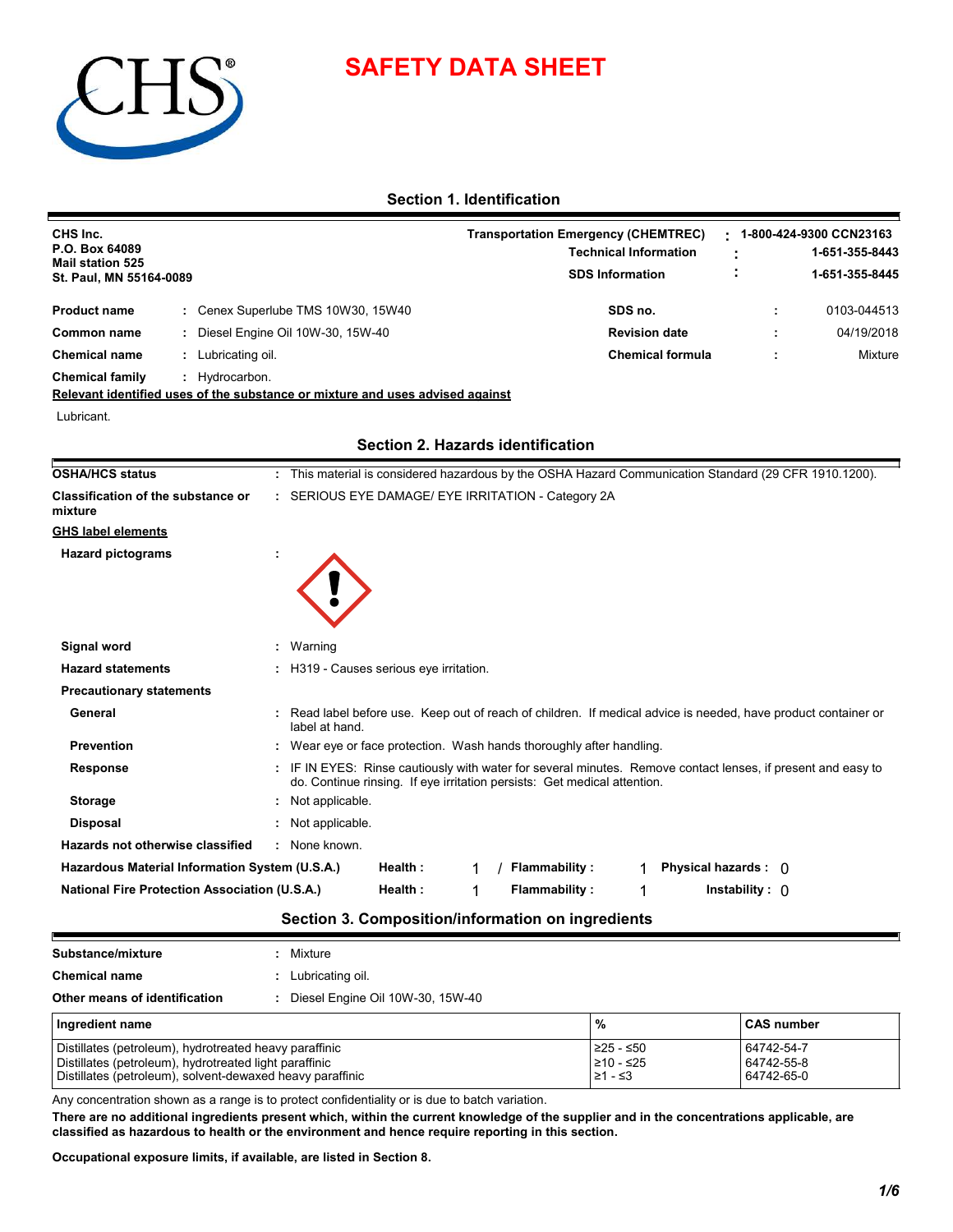# SAFETY DATA SHEET

## Section 1. Identification

**CHS Inc.**
**P.O. Box 64089**
**Mail station 525**
**St. Paul, MN 55164-0089**

| | | |
|---|---|---|
| **Transportation Emergency (CHEMTREC)** | : | 1-800-424-9300 CCN23163 |
| **Technical Information** | : | 1-651-355-8443 |
| **SDS Information** | : | 1-651-355-8445 |

| | | | | |
|---|---|---|---|---|
| **Product name** | : Cenex Superlube TMS 10W30, 15W40 | **SDS no.** | : | 0103-044513 |
| **Common name** | : Diesel Engine Oil 10W-30, 15W-40 | **Revision date** | : | 04/19/2018 |
| **Chemical name** | : Lubricating oil. | **Chemical formula** | : | Mixture |
| **Chemical family** | : Hydrocarbon. | | | |

**Relevant identified uses of the substance or mixture and uses advised against**

Lubricant.

## Section 2. Hazards identification

**OSHA/HCS status** : This material is considered hazardous by the OSHA Hazard Communication Standard (29 CFR 1910.1200).

**Classification of the substance or mixture** : SERIOUS EYE DAMAGE/ EYE IRRITATION - Category 2A

**GHS label elements**

**Hazard pictograms** :

**Signal word** : Warning

**Hazard statements** : H319 - Causes serious eye irritation.

**Precautionary statements**

**General** : Read label before use. Keep out of reach of children. If medical advice is needed, have product container or label at hand.

**Prevention** : Wear eye or face protection. Wash hands thoroughly after handling.

**Response** : IF IN EYES: Rinse cautiously with water for several minutes. Remove contact lenses, if present and easy to do. Continue rinsing. If eye irritation persists: Get medical attention.

**Storage** : Not applicable.

**Disposal** : Not applicable.

**Hazards not otherwise classified** : None known.

| | | | | | | |
|---|---|---|---|---|---|---|
| **Hazardous Material Information System (U.S.A.)** | **Health :** | 1 / | **Flammability :** | 1 | **Physical hazards :** | 0 |
| **National Fire Protection Association (U.S.A.)** | **Health :** | 1 | **Flammability :** | 1 | **Instability :** | 0 |

## Section 3. Composition/information on ingredients

**Substance/mixture** : Mixture

**Chemical name** : Lubricating oil.

**Other means of identification** : Diesel Engine Oil 10W-30, 15W-40

| Ingredient name | % | CAS number |
|---|---|---|
| Distillates (petroleum), hydrotreated heavy paraffinic | ≥25 - ≤50 | 64742-54-7 |
| Distillates (petroleum), hydrotreated light paraffinic | ≥10 - ≤25 | 64742-55-8 |
| Distillates (petroleum), solvent-dewaxed heavy paraffinic | ≥1 - ≤3 | 64742-65-0 |

Any concentration shown as a range is to protect confidentiality or is due to batch variation.

**There are no additional ingredients present which, within the current knowledge of the supplier and in the concentrations applicable, are classified as hazardous to health or the environment and hence require reporting in this section.**

**Occupational exposure limits, if available, are listed in Section 8.**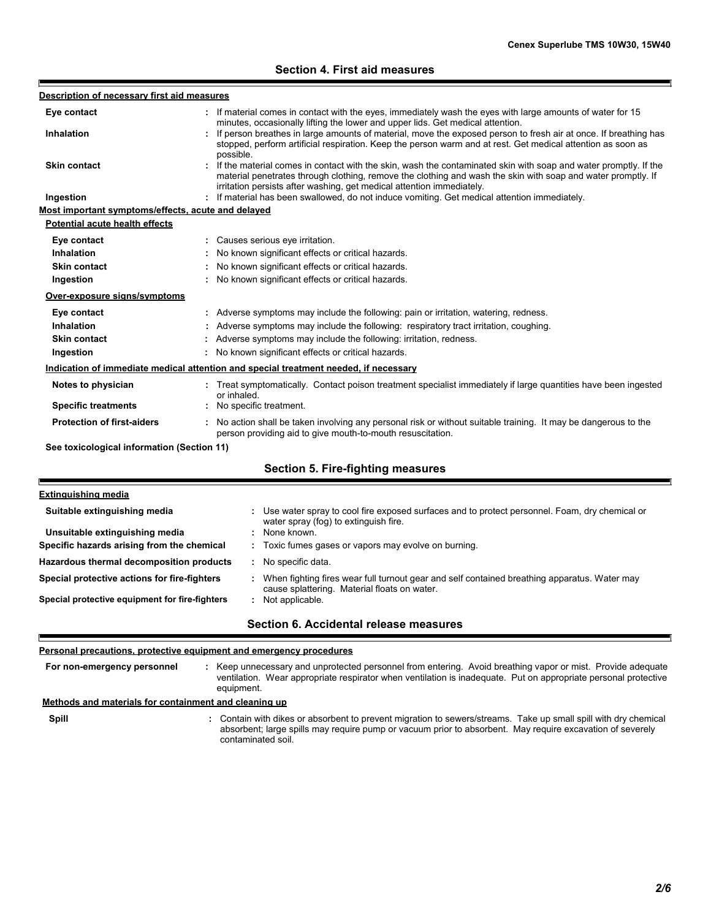## Section 4. First aid measures

**Description of necessary first aid measures**

| | |
|---|---|
| **Eye contact** | : If material comes in contact with the eyes, immediately wash the eyes with large amounts of water for 15 minutes, occasionally lifting the lower and upper lids. Get medical attention. |
| **Inhalation** | : If person breathes in large amounts of material, move the exposed person to fresh air at once. If breathing has stopped, perform artificial respiration. Keep the person warm and at rest. Get medical attention as soon as possible. |
| **Skin contact** | : If the material comes in contact with the skin, wash the contaminated skin with soap and water promptly. If the material penetrates through clothing, remove the clothing and wash the skin with soap and water promptly. If irritation persists after washing, get medical attention immediately. |
| **Ingestion** | : If material has been swallowed, do not induce vomiting. Get medical attention immediately. |

**Most important symptoms/effects, acute and delayed**

**Potential acute health effects**

| | |
|---|---|
| **Eye contact** | : Causes serious eye irritation. |
| **Inhalation** | : No known significant effects or critical hazards. |
| **Skin contact** | : No known significant effects or critical hazards. |
| **Ingestion** | : No known significant effects or critical hazards. |

**Over-exposure signs/symptoms**

| | |
|---|---|
| **Eye contact** | : Adverse symptoms may include the following: pain or irritation, watering, redness. |
| **Inhalation** | : Adverse symptoms may include the following: respiratory tract irritation, coughing. |
| **Skin contact** | : Adverse symptoms may include the following: irritation, redness. |
| **Ingestion** | : No known significant effects or critical hazards. |

**Indication of immediate medical attention and special treatment needed, if necessary**

| | |
|---|---|
| **Notes to physician** | : Treat symptomatically. Contact poison treatment specialist immediately if large quantities have been ingested or inhaled. |
| **Specific treatments** | : No specific treatment. |
| **Protection of first-aiders** | : No action shall be taken involving any personal risk or without suitable training. It may be dangerous to the person providing aid to give mouth-to-mouth resuscitation. |

**See toxicological information (Section 11)**

## Section 5. Fire-fighting measures

**Extinguishing media**

| | |
|---|---|
| **Suitable extinguishing media** | : Use water spray to cool fire exposed surfaces and to protect personnel. Foam, dry chemical or water spray (fog) to extinguish fire. |
| **Unsuitable extinguishing media** | : None known. |
| **Specific hazards arising from the chemical** | : Toxic fumes gases or vapors may evolve on burning. |
| **Hazardous thermal decomposition products** | : No specific data. |
| **Special protective actions for fire-fighters** | : When fighting fires wear full turnout gear and self contained breathing apparatus. Water may cause splattering. Material floats on water. |
| **Special protective equipment for fire-fighters** | : Not applicable. |

## Section 6. Accidental release measures

**Personal precautions, protective equipment and emergency procedures**

| | |
|---|---|
| **For non-emergency personnel** | : Keep unnecessary and unprotected personnel from entering. Avoid breathing vapor or mist. Provide adequate ventilation. Wear appropriate respirator when ventilation is inadequate. Put on appropriate personal protective equipment. |

**Methods and materials for containment and cleaning up**

| | |
|---|---|
| **Spill** | : Contain with dikes or absorbent to prevent migration to sewers/streams. Take up small spill with dry chemical absorbent; large spills may require pump or vacuum prior to absorbent. May require excavation of severely contaminated soil. |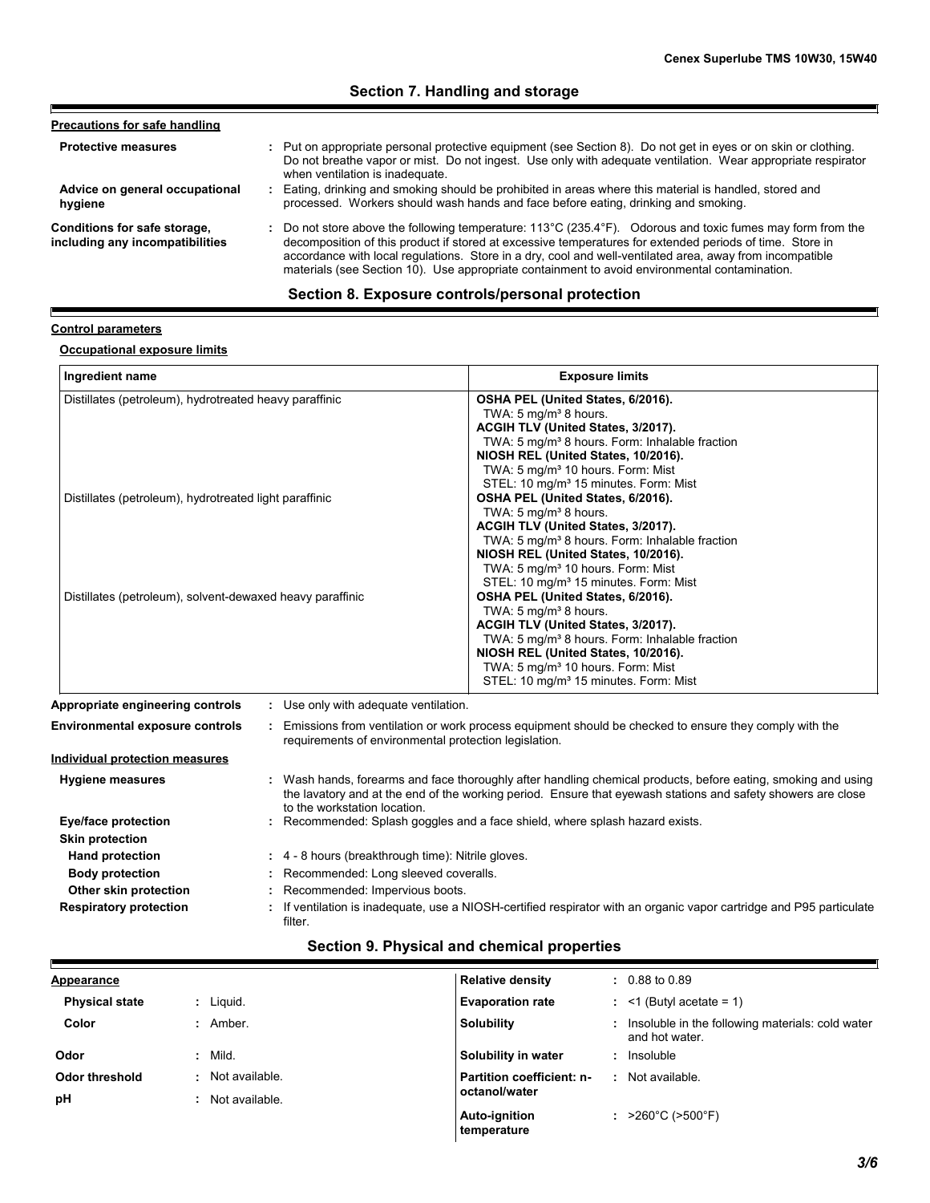## Section 7. Handling and storage

**Precautions for safe handling**

**Protective measures** : Put on appropriate personal protective equipment (see Section 8). Do not get in eyes or on skin or clothing. Do not breathe vapor or mist. Do not ingest. Use only with adequate ventilation. Wear appropriate respirator when ventilation is inadequate.

**Advice on general occupational hygiene** : Eating, drinking and smoking should be prohibited in areas where this material is handled, stored and processed. Workers should wash hands and face before eating, drinking and smoking.

**Conditions for safe storage, including any incompatibilities** : Do not store above the following temperature: 113°C (235.4°F). Odorous and toxic fumes may form from the decomposition of this product if stored at excessive temperatures for extended periods of time. Store in accordance with local regulations. Store in a dry, cool and well-ventilated area, away from incompatible materials (see Section 10). Use appropriate containment to avoid environmental contamination.

## Section 8. Exposure controls/personal protection

**Control parameters**

**Occupational exposure limits**

| Ingredient name | Exposure limits |
|---|---|
| Distillates (petroleum), hydrotreated heavy paraffinic | **OSHA PEL (United States, 6/2016).**<br>TWA: 5 mg/m³ 8 hours.<br>**ACGIH TLV (United States, 3/2017).**<br>TWA: 5 mg/m³ 8 hours. Form: Inhalable fraction<br>**NIOSH REL (United States, 10/2016).**<br>TWA: 5 mg/m³ 10 hours. Form: Mist<br>STEL: 10 mg/m³ 15 minutes. Form: Mist |
| Distillates (petroleum), hydrotreated light paraffinic | **OSHA PEL (United States, 6/2016).**<br>TWA: 5 mg/m³ 8 hours.<br>**ACGIH TLV (United States, 3/2017).**<br>TWA: 5 mg/m³ 8 hours. Form: Inhalable fraction<br>**NIOSH REL (United States, 10/2016).**<br>TWA: 5 mg/m³ 10 hours. Form: Mist<br>STEL: 10 mg/m³ 15 minutes. Form: Mist |
| Distillates (petroleum), solvent-dewaxed heavy paraffinic | **OSHA PEL (United States, 6/2016).**<br>TWA: 5 mg/m³ 8 hours.<br>**ACGIH TLV (United States, 3/2017).**<br>TWA: 5 mg/m³ 8 hours. Form: Inhalable fraction<br>**NIOSH REL (United States, 10/2016).**<br>TWA: 5 mg/m³ 10 hours. Form: Mist<br>STEL: 10 mg/m³ 15 minutes. Form: Mist |

**Appropriate engineering controls** : Use only with adequate ventilation.

**Environmental exposure controls** : Emissions from ventilation or work process equipment should be checked to ensure they comply with the requirements of environmental protection legislation.

**Individual protection measures**

**Hygiene measures** : Wash hands, forearms and face thoroughly after handling chemical products, before eating, smoking and using the lavatory and at the end of the working period. Ensure that eyewash stations and safety showers are close to the workstation location.

**Eye/face protection** : Recommended: Splash goggles and a face shield, where splash hazard exists.

**Skin protection**

**Hand protection** : 4 - 8 hours (breakthrough time): Nitrile gloves.

**Body protection** : Recommended: Long sleeved coveralls.

**Other skin protection** : Recommended: Impervious boots.

**Respiratory protection** : If ventilation is inadequate, use a NIOSH-certified respirator with an organic vapor cartridge and P95 particulate filter.

## Section 9. Physical and chemical properties

**Appearance**

**Physical state** : Liquid.

**Color** : Amber.

**Odor** : Mild.

**Odor threshold** : Not available.

**pH** : Not available.

**Relative density** : 0.88 to 0.89

**Evaporation rate** : <1 (Butyl acetate = 1)

**Solubility** : Insoluble in the following materials: cold water and hot water.

**Solubility in water** : Insoluble

**Partition coefficient: n-octanol/water** : Not available.

**Auto-ignition temperature** : >260°C (>500°F)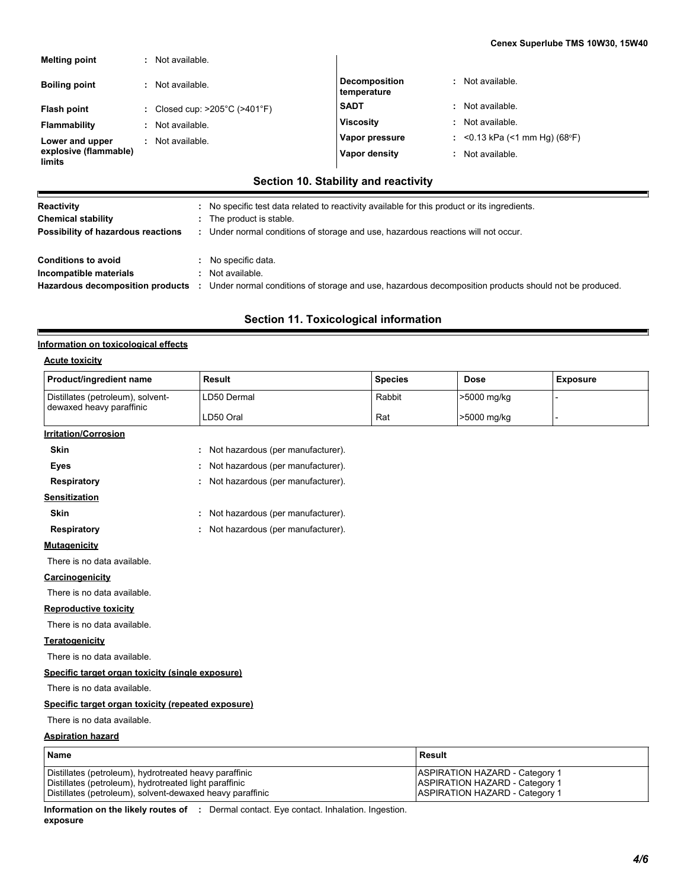| | | | |
|---|---|---|---|
| **Melting point** | : Not available. | | |
| **Boiling point** | : Not available. | **Decomposition temperature** | : Not available. |
| **Flash point** | : Closed cup: >205°C (>401°F) | **SADT** | : Not available. |
| **Flammability** | : Not available. | **Viscosity** | : Not available. |
| **Lower and upper explosive (flammable) limits** | : Not available. | **Vapor pressure** | : <0.13 kPa (<1 mm Hg) (68°F) |
| | | **Vapor density** | : Not available. |

## Section 10. Stability and reactivity

**Reactivity** : No specific test data related to reactivity available for this product or its ingredients.

**Chemical stability** : The product is stable.

**Possibility of hazardous reactions** : Under normal conditions of storage and use, hazardous reactions will not occur.

**Conditions to avoid** : No specific data.

**Incompatible materials** : Not available.

**Hazardous decomposition products** : Under normal conditions of storage and use, hazardous decomposition products should not be produced.

## Section 11. Toxicological information

**Information on toxicological effects**

**Acute toxicity**

| Product/ingredient name | Result | Species | Dose | Exposure |
|---|---|---|---|---|
| Distillates (petroleum), solvent-dewaxed heavy paraffinic | LD50 Dermal | Rabbit | >5000 mg/kg | - |
| | LD50 Oral | Rat | >5000 mg/kg | - |

**Irritation/Corrosion**

- **Skin** : Not hazardous (per manufacturer).
- **Eyes** : Not hazardous (per manufacturer).
- **Respiratory** : Not hazardous (per manufacturer).

**Sensitization**

- **Skin** : Not hazardous (per manufacturer).
- **Respiratory** : Not hazardous (per manufacturer).

**Mutagenicity**

There is no data available.

**Carcinogenicity**

There is no data available.

**Reproductive toxicity**

There is no data available.

**Teratogenicity**

There is no data available.

**Specific target organ toxicity (single exposure)**

There is no data available.

**Specific target organ toxicity (repeated exposure)**

There is no data available.

**Aspiration hazard**

| Name | Result |
|---|---|
| Distillates (petroleum), hydrotreated heavy paraffinic | ASPIRATION HAZARD - Category 1 |
| Distillates (petroleum), hydrotreated light paraffinic | ASPIRATION HAZARD - Category 1 |
| Distillates (petroleum), solvent-dewaxed heavy paraffinic | ASPIRATION HAZARD - Category 1 |

**Information on the likely routes of exposure** : Dermal contact. Eye contact. Inhalation. Ingestion.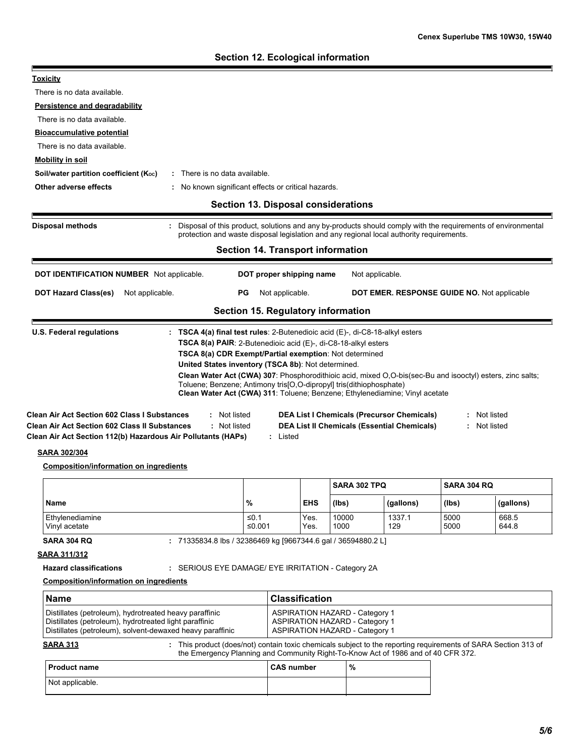## Section 12. Ecological information

**Toxicity**

There is no data available.

**Persistence and degradability**

There is no data available.

**Bioaccumulative potential**

There is no data available.

**Mobility in soil**

**Soil/water partition coefficient ($K_{OC}$)** : There is no data available.

**Other adverse effects** : No known significant effects or critical hazards.

## Section 13. Disposal considerations

**Disposal methods** : Disposal of this product, solutions and any by-products should comply with the requirements of environmental protection and waste disposal legislation and any regional local authority requirements.

## Section 14. Transport information

**DOT IDENTIFICATION NUMBER** Not applicable. **DOT proper shipping name** Not applicable.

**DOT Hazard Class(es)** Not applicable. **PG** Not applicable. **DOT EMER. RESPONSE GUIDE NO.** Not applicable

## Section 15. Regulatory information

**U.S. Federal regulations** : **TSCA 4(a) final test rules**: 2-Butenedioic acid (E)-, di-C8-18-alkyl esters
**TSCA 8(a) PAIR**: 2-Butenedioic acid (E)-, di-C8-18-alkyl esters
**TSCA 8(a) CDR Exempt/Partial exemption**: Not determined
**United States inventory (TSCA 8b)**: Not determined.
**Clean Water Act (CWA) 307**: Phosphorodithioic acid, mixed O,O-bis(sec-Bu and isooctyl) esters, zinc salts; Toluene; Benzene; Antimony tris[O,O-dipropyl] tris(dithiophosphate)
**Clean Water Act (CWA) 311**: Toluene; Benzene; Ethylenediamine; Vinyl acetate

**Clean Air Act Section 602 Class I Substances** : Not listed
**Clean Air Act Section 602 Class II Substances** : Not listed
**Clean Air Act Section 112(b) Hazardous Air Pollutants (HAPs)** : Listed
**DEA List I Chemicals (Precursor Chemicals)** : Not listed
**DEA List II Chemicals (Essential Chemicals)** : Not listed

**SARA 302/304**

**Composition/information on ingredients**

| | | | SARA 302 TPQ | | SARA 304 RQ | |
|---|---|---|---|---|---|---|
| **Name** | **%** | **EHS** | **(lbs)** | **(gallons)** | **(lbs)** | **(gallons)** |
| Ethylenediamine | ≤0.1 | Yes. | 10000 | 1337.1 | 5000 | 668.5 |
| Vinyl acetate | ≤0.001 | Yes. | 1000 | 129 | 5000 | 644.8 |

**SARA 304 RQ** : 71335834.8 lbs / 32386469 kg [9667344.6 gal / 36594880.2 L]

**SARA 311/312**

**Hazard classifications** : SERIOUS EYE DAMAGE/ EYE IRRITATION - Category 2A

**Composition/information on ingredients**

| Name | Classification |
|---|---|
| Distillates (petroleum), hydrotreated heavy paraffinic | ASPIRATION HAZARD - Category 1 |
| Distillates (petroleum), hydrotreated light paraffinic | ASPIRATION HAZARD - Category 1 |
| Distillates (petroleum), solvent-dewaxed heavy paraffinic | ASPIRATION HAZARD - Category 1 |

**SARA 313** : This product (does/not) contain toxic chemicals subject to the reporting requirements of SARA Section 313 of the Emergency Planning and Community Right-To-Know Act of 1986 and of 40 CFR 372.

| Product name | CAS number | % |
|---|---|---|
| Not applicable. | | |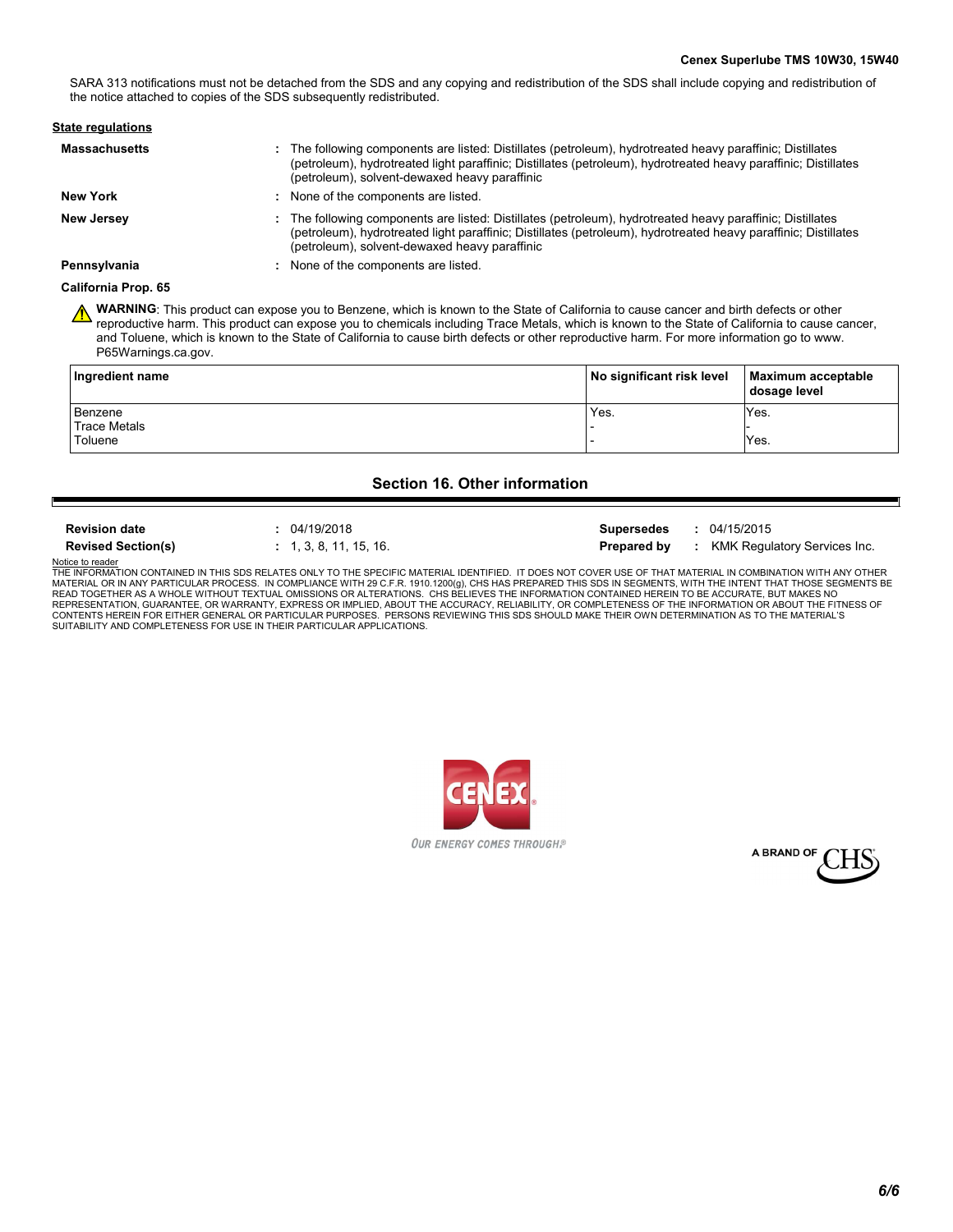SARA 313 notifications must not be detached from the SDS and any copying and redistribution of the SDS shall include copying and redistribution of the notice attached to copies of the SDS subsequently redistributed.

**State regulations**

| | |
|---|---|
| **Massachusetts** | : The following components are listed: Distillates (petroleum), hydrotreated heavy paraffinic; Distillates (petroleum), hydrotreated light paraffinic; Distillates (petroleum), hydrotreated heavy paraffinic; Distillates (petroleum), solvent-dewaxed heavy paraffinic |
| **New York** | : None of the components are listed. |
| **New Jersey** | : The following components are listed: Distillates (petroleum), hydrotreated heavy paraffinic; Distillates (petroleum), hydrotreated light paraffinic; Distillates (petroleum), hydrotreated heavy paraffinic; Distillates (petroleum), solvent-dewaxed heavy paraffinic |
| **Pennsylvania** | : None of the components are listed. |

**California Prop. 65**

⚠ **WARNING**: This product can expose you to Benzene, which is known to the State of California to cause cancer and birth defects or other reproductive harm. This product can expose you to chemicals including Trace Metals, which is known to the State of California to cause cancer, and Toluene, which is known to the State of California to cause birth defects or other reproductive harm. For more information go to www. P65Warnings.ca.gov.

| Ingredient name | No significant risk level | Maximum acceptable dosage level |
|---|---|---|
| Benzene | Yes. | Yes. |
| Trace Metals | - | - |
| Toluene | - | Yes. |

## Section 16. Other information

| | | | |
|---|---|---|---|
| **Revision date** | : 04/19/2018 | **Supersedes** | : 04/15/2015 |
| **Revised Section(s)** | : 1, 3, 8, 11, 15, 16. | **Prepared by** | : KMK Regulatory Services Inc. |

Notice to reader

THE INFORMATION CONTAINED IN THIS SDS RELATES ONLY TO THE SPECIFIC MATERIAL IDENTIFIED. IT DOES NOT COVER USE OF THAT MATERIAL IN COMBINATION WITH ANY OTHER MATERIAL OR IN ANY PARTICULAR PROCESS. IN COMPLIANCE WITH 29 C.F.R. 1910.1200(g), CHS HAS PREPARED THIS SDS IN SEGMENTS, WITH THE INTENT THAT THOSE SEGMENTS BE READ TOGETHER AS A WHOLE WITHOUT TEXTUAL OMISSIONS OR ALTERATIONS. CHS BELIEVES THE INFORMATION CONTAINED HEREIN TO BE ACCURATE, BUT MAKES NO REPRESENTATION, GUARANTEE, OR WARRANTY, EXPRESS OR IMPLIED, ABOUT THE ACCURACY, RELIABILITY, OR COMPLETENESS OF THE INFORMATION OR ABOUT THE FITNESS OF CONTENTS HEREIN FOR EITHER GENERAL OR PARTICULAR PURPOSES. PERSONS REVIEWING THIS SDS SHOULD MAKE THEIR OWN DETERMINATION AS TO THE MATERIAL'S SUITABILITY AND COMPLETENESS FOR USE IN THEIR PARTICULAR APPLICATIONS.

CENEX®
OUR ENERGY COMES THROUGH.®

A BRAND OF CHS®